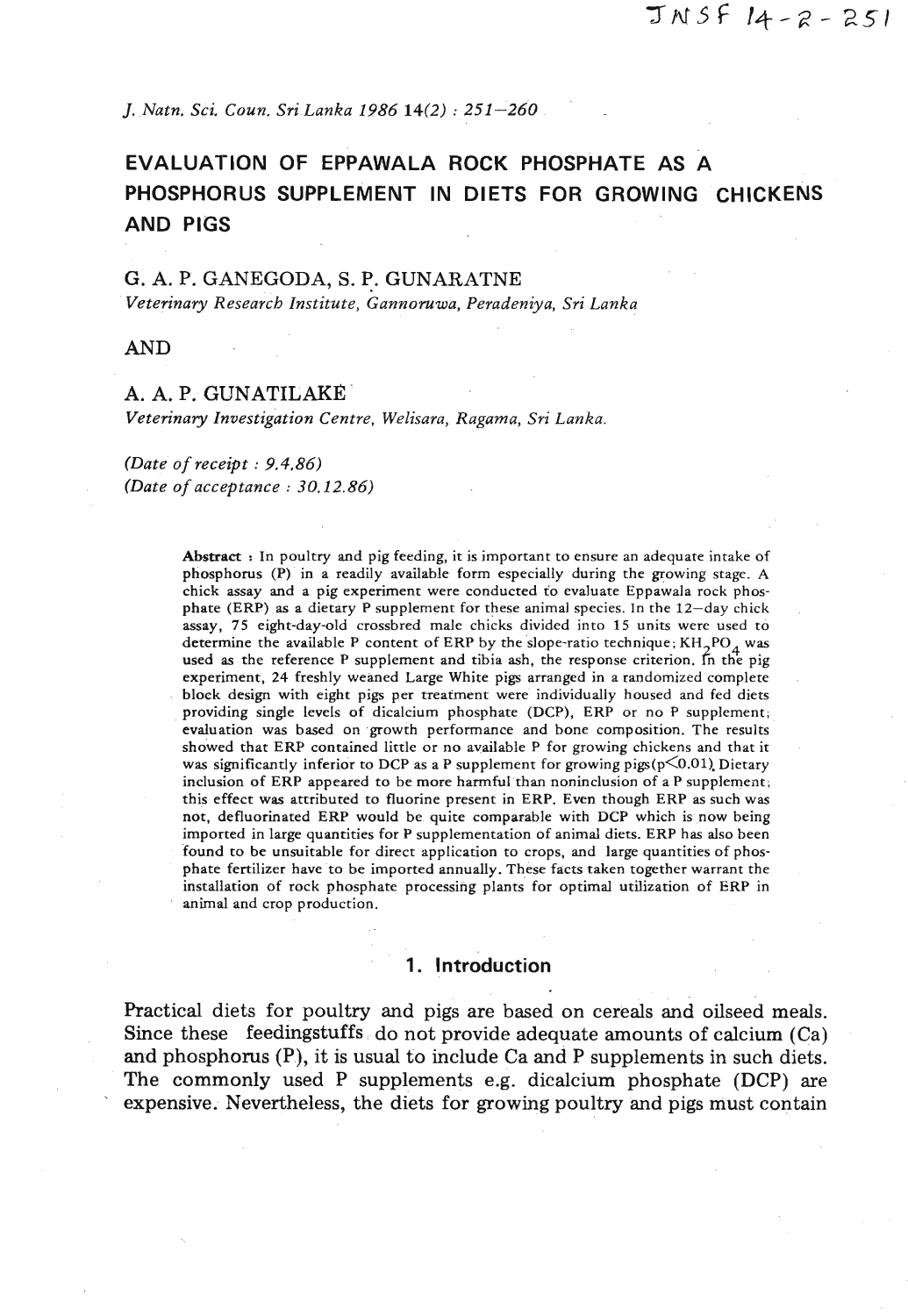# EVALUATION OF EPPAWALA ROCK PHOSPHATE AS A PHOSPHORUS SUPPLEMENT IN DIETS FOR GROWING CHICKENS AND PIGS

G. A. P. GANEGODA, S. P. GUNARATNE

*Veterinary Research Institute, Gannoruwa, Peradeniya, Sri Lanka*

AND

A. A. P. GUNATILAKE

*Veterinary Investigation Centre, Welisara, Ragama, Sri Lanka.*

*(Date of receipt : 9.4.86)*
*(Date of acceptance : 30.12.86)*

**Abstract :** In poultry and pig feeding, it is important to ensure an adequate intake of phosphorus (P) in a readily available form especially during the growing stage. A chick assay and a pig experiment were conducted to evaluate Eppawala rock phosphate (ERP) as a dietary P supplement for these animal species. In the 12–day chick assay, 75 eight-day-old crossbred male chicks divided into 15 units were used to determine the available P content of ERP by the slope-ratio technique; $KH_2PO_4$ was used as the reference P supplement and tibia ash, the response criterion. In the pig experiment, 24 freshly weaned Large White pigs arranged in a randomized complete block design with eight pigs per treatment were individually housed and fed diets providing single levels of dicalcium phosphate (DCP), ERP or no P supplement; evaluation was based on growth performance and bone composition. The results showed that ERP contained little or no available P for growing chickens and that it was significantly inferior to DCP as a P supplement for growing pigs($p<0.01$). Dietary inclusion of ERP appeared to be more harmful than noninclusion of a P supplement; this effect was attributed to fluorine present in ERP. Even though ERP as such was not, defluorinated ERP would be quite comparable with DCP which is now being imported in large quantities for P supplementation of animal diets. ERP has also been found to be unsuitable for direct application to crops, and large quantities of phosphate fertilizer have to be imported annually. These facts taken together warrant the installation of rock phosphate processing plants for optimal utilization of ERP in animal and crop production.

## 1. Introduction

Practical diets for poultry and pigs are based on cereals and oilseed meals. Since these feedingstuffs do not provide adequate amounts of calcium (Ca) and phosphorus (P), it is usual to include Ca and P supplements in such diets. The commonly used P supplements e.g. dicalcium phosphate (DCP) are expensive. Nevertheless, the diets for growing poultry and pigs must contain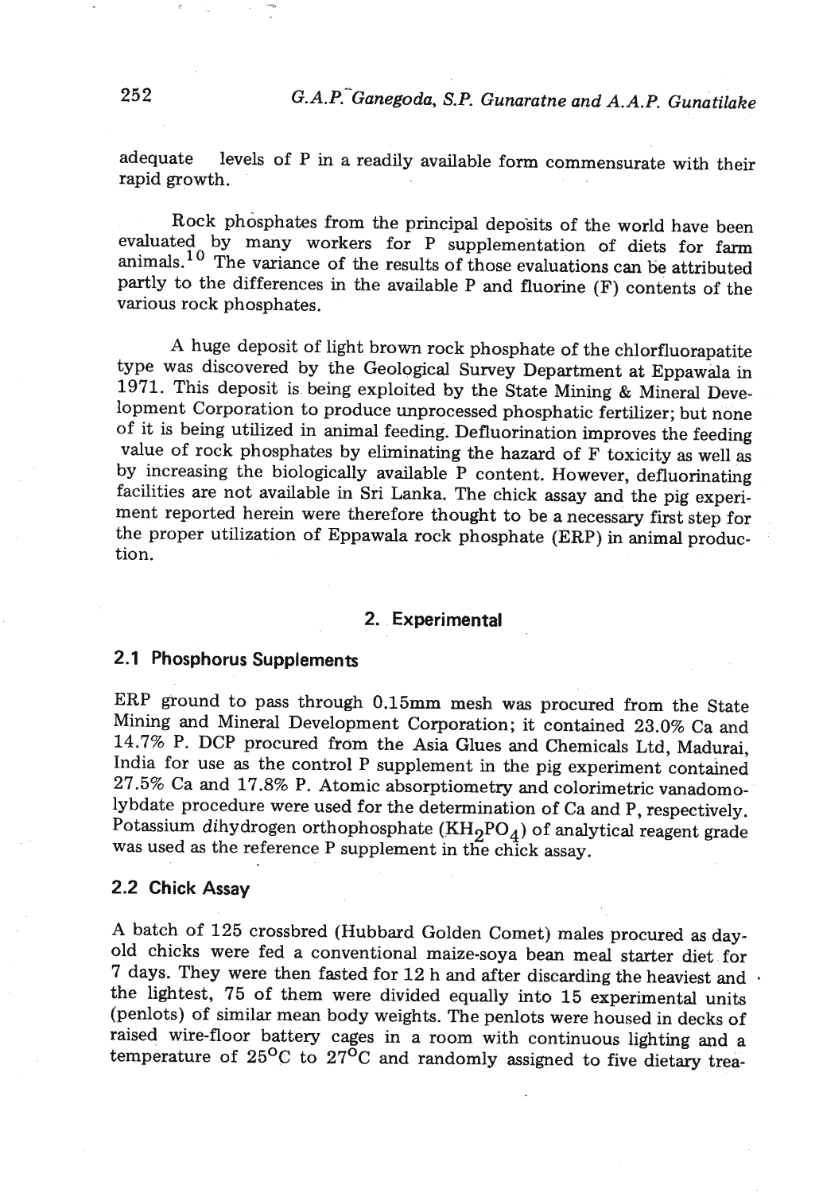adequate levels of P in a readily available form commensurate with their rapid growth.

Rock phosphates from the principal deposits of the world have been evaluated by many workers for P supplementation of diets for farm animals.[10] The variance of the results of those evaluations can be attributed partly to the differences in the available P and fluorine (F) contents of the various rock phosphates.

A huge deposit of light brown rock phosphate of the chlorfluorapatite type was discovered by the Geological Survey Department at Eppawala in 1971. This deposit is being exploited by the State Mining & Mineral Development Corporation to produce unprocessed phosphatic fertilizer; but none of it is being utilized in animal feeding. Defluorination improves the feeding value of rock phosphates by eliminating the hazard of F toxicity as well as by increasing the biologically available P content. However, defluorinating facilities are not available in Sri Lanka. The chick assay and the pig experiment reported herein were therefore thought to be a necessary first step for the proper utilization of Eppawala rock phosphate (ERP) in animal production.

## 2. Experimental

### 2.1 Phosphorus Supplements

ERP ground to pass through 0.15mm mesh was procured from the State Mining and Mineral Development Corporation; it contained 23.0% Ca and 14.7% P. DCP procured from the Asia Glues and Chemicals Ltd, Madurai, India for use as the control P supplement in the pig experiment contained 27.5% Ca and 17.8% P. Atomic absorptiometry and colorimetric vanadomolybdate procedure were used for the determination of Ca and P, respectively. Potassium *di*hydrogen orthophosphate ($KH_2PO_4$) of analytical reagent grade was used as the reference P supplement in the chick assay.

### 2.2 Chick Assay

A batch of 125 crossbred (Hubbard Golden Comet) males procured as day-old chicks were fed a conventional maize-soya bean meal starter diet for 7 days. They were then fasted for 12 h and after discarding the heaviest and the lightest, 75 of them were divided equally into 15 experimental units (penlots) of similar mean body weights. The penlots were housed in decks of raised wire-floor battery cages in a room with continuous lighting and a temperature of 25°C to 27°C and randomly assigned to five dietary trea-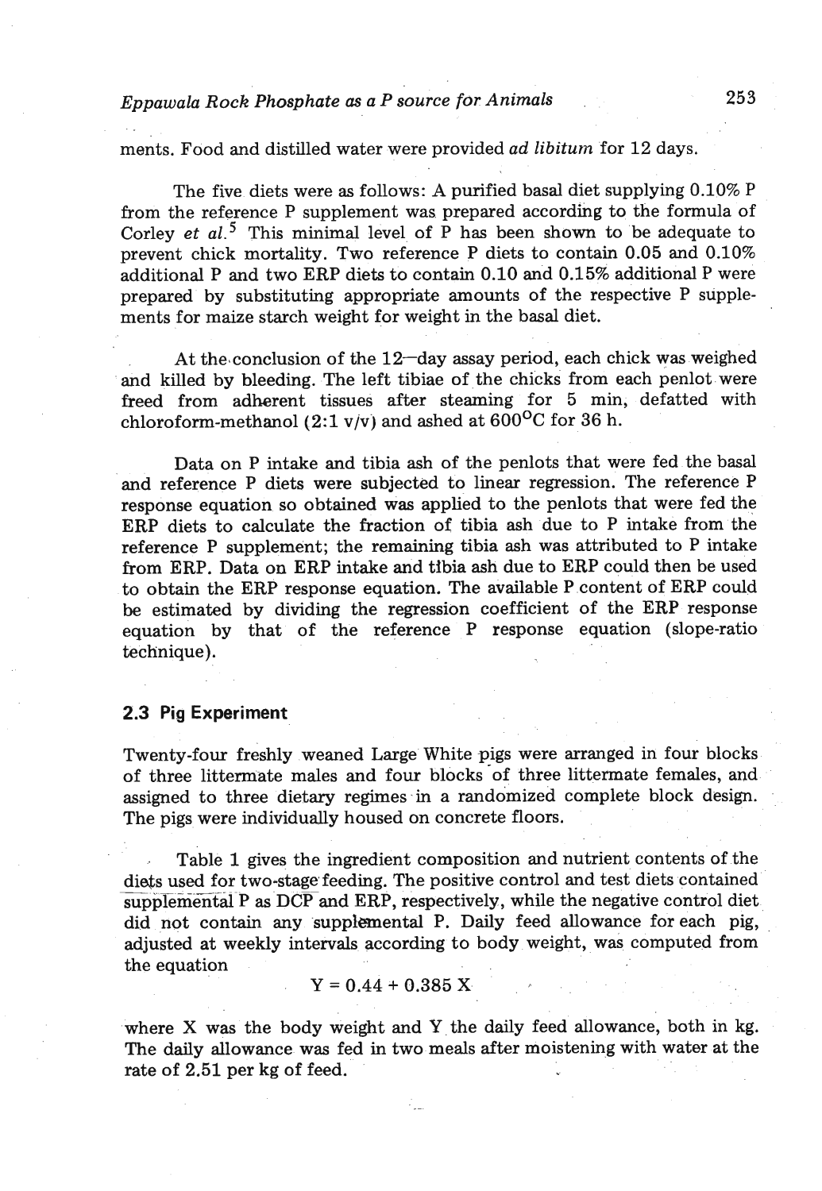ments. Food and distilled water were provided *ad libitum* for 12 days.

The five diets were as follows: A purified basal diet supplying 0.10% P from the reference P supplement was prepared according to the formula of Corley *et al.*[5] This minimal level of P has been shown to be adequate to prevent chick mortality. Two reference P diets to contain 0.05 and 0.10% additional P and two ERP diets to contain 0.10 and 0.15% additional P were prepared by substituting appropriate amounts of the respective P supplements for maize starch weight for weight in the basal diet.

At the conclusion of the 12–day assay period, each chick was weighed and killed by bleeding. The left tibiae of the chicks from each penlot were freed from adherent tissues after steaming for 5 min, defatted with chloroform-methanol (2:1 v/v) and ashed at 600°C for 36 h.

Data on P intake and tibia ash of the penlots that were fed the basal and reference P diets were subjected to linear regression. The reference P response equation so obtained was applied to the penlots that were fed the ERP diets to calculate the fraction of tibia ash due to P intake from the reference P supplement; the remaining tibia ash was attributed to P intake from ERP. Data on ERP intake and tibia ash due to ERP could then be used to obtain the ERP response equation. The available P content of ERP could be estimated by dividing the regression coefficient of the ERP response equation by that of the reference P response equation (slope-ratio technique).

## 2.3 Pig Experiment

Twenty-four freshly weaned Large White pigs were arranged in four blocks of three littermate males and four blocks of three littermate females, and assigned to three dietary regimes in a randomized complete block design. The pigs were individually housed on concrete floors.

Table 1 gives the ingredient composition and nutrient contents of the diets used for two-stage feeding. The positive control and test diets contained supplemental P as DCP and ERP, respectively, while the negative control diet did not contain any supplemental P. Daily feed allowance for each pig, adjusted at weekly intervals according to body weight, was computed from the equation

$$Y = 0.44 + 0.385\ X$$

where X was the body weight and Y the daily feed allowance, both in kg. The daily allowance was fed in two meals after moistening with water at the rate of 2.5 l per kg of feed.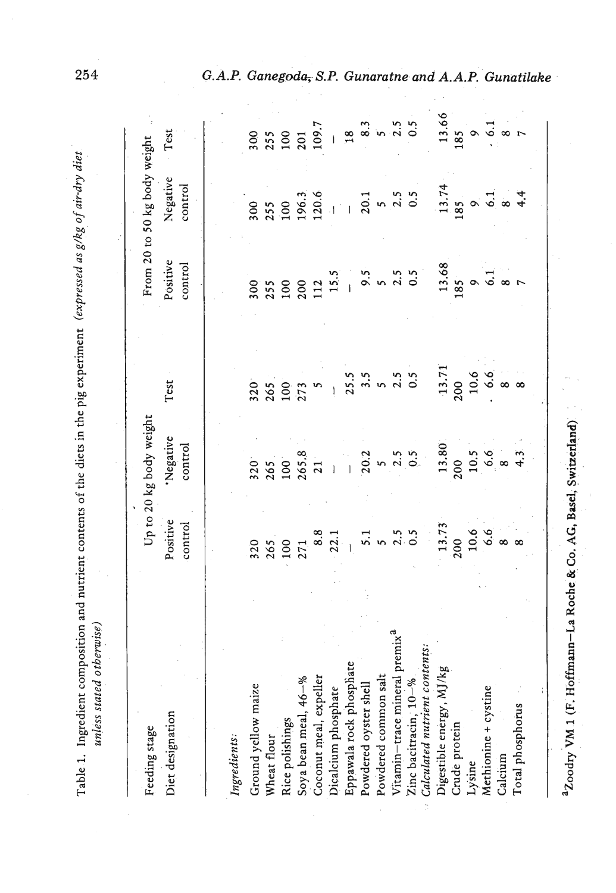Table 1. Ingredient composition and nutrient contents of the diets in the pig experiment *(expressed as g/kg of air-dry diet unless stated otherwise)*

| Feeding stage | Up to 20 kg body weight | | | From 20 to 50 kg body weight | | |
|---|---|---|---|---|---|---|
| Diet designation | Positive control | Negative control | Test | Positive control | Negative control | Test |
| *Ingredients:* | | | | | | |
| Ground yellow maize | 320 | 320 | 320 | 300 | 300 | 300 |
| Wheat flour | 265 | 265 | 265 | 255 | 255 | 255 |
| Rice polishings | 100 | 100 | 100 | 100 | 100 | 100 |
| Soya bean meal, 46–% | 271 | 265.8 | 273 | 200 | 196.3 | 201 |
| Coconut meal, expeller | 8.8 | 21 | 5 | 112 | 120.6 | 109.7 |
| Dicalcium phosphate | 22.1 | – | – | 15.5 | – | – |
| Eppawala rock phosphate | – | – | 25.5 | – | – | 18 |
| Powdered oyster shell | 5.1 | 20.2 | 3.5 | 9.5 | 20.1 | 8.3 |
| Powdered common salt | 5 | 5 | 5 | 5 | 5 | 5 |
| Vitamin–trace mineral premix[a] | 2.5 | 2.5 | 2.5 | 2.5 | 2.5 | 2.5 |
| Zinc bacitracin, 10–% | 0.5 | 0.5 | 0.5 | 0.5 | 0.5 | 0.5 |
| *Calculated nutrient contents:* | | | | | | |
| Digestible energy, MJ/kg | 13.73 | 13.80 | 13.71 | 13.68 | 13.74 | 13.66 |
| Crude protein | 200 | 200 | 200 | 185 | 185 | 185 |
| Lysine | 10.6 | 10.5 | 10.6 | 9 | 9 | 9 |
| Methionine + cystine | 6.6 | 6.6 | 6.6 | 6.1 | 6.1 | 6.1 |
| Calcium | 8 | 8 | 8 | 8 | 8 | 8 |
| Total phosphorus | 8 | 4.3 | 8 | 7 | 4.4 | 7 |

[a]Zoodry VM 1 (F. Hoffmann–La Roche & Co. AG, Basel, Switzerland)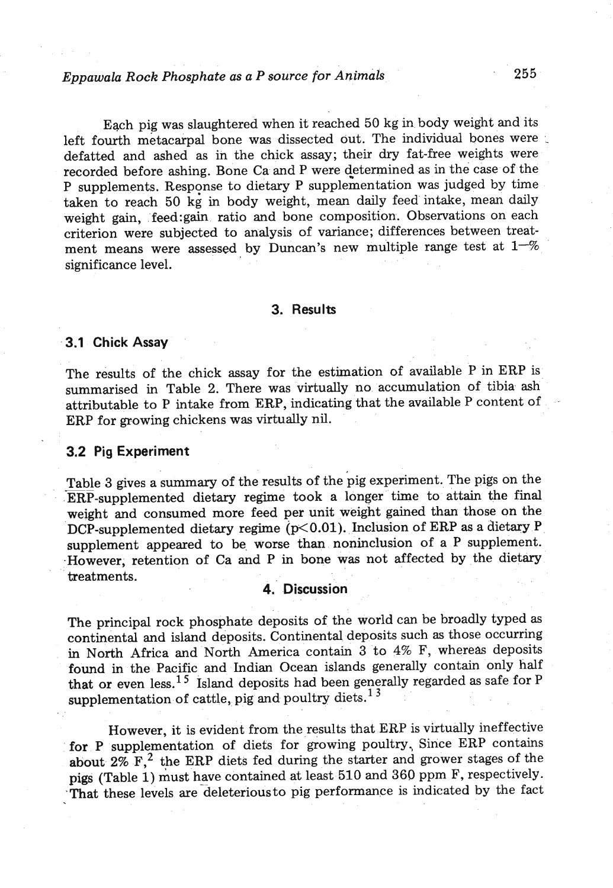Each pig was slaughtered when it reached 50 kg in body weight and its left fourth metacarpal bone was dissected out. The individual bones were defatted and ashed as in the chick assay; their dry fat-free weights were recorded before ashing. Bone Ca and P were determined as in the case of the P supplements. Response to dietary P supplementation was judged by time taken to reach 50 kg in body weight, mean daily feed intake, mean daily weight gain, feed:gain ratio and bone composition. Observations on each criterion were subjected to analysis of variance; differences between treatment means were assessed by Duncan's new multiple range test at 1–% significance level.

## 3. Results

### 3.1 Chick Assay

The results of the chick assay for the estimation of available P in ERP is summarised in Table 2. There was virtually no accumulation of tibia ash attributable to P intake from ERP, indicating that the available P content of ERP for growing chickens was virtually nil.

### 3.2 Pig Experiment

Table 3 gives a summary of the results of the pig experiment. The pigs on the ERP-supplemented dietary regime took a longer time to attain the final weight and consumed more feed per unit weight gained than those on the DCP-supplemented dietary regime ($p < 0.01$). Inclusion of ERP as a dietary P supplement appeared to be worse than noninclusion of a P supplement. However, retention of Ca and P in bone was not affected by the dietary treatments.

## 4. Discussion

The principal rock phosphate deposits of the world can be broadly typed as continental and island deposits. Continental deposits such as those occurring in North Africa and North America contain 3 to 4% F, whereas deposits found in the Pacific and Indian Ocean islands generally contain only half that or even less.[15] Island deposits had been generally regarded as safe for P supplementation of cattle, pig and poultry diets.[13]

However, it is evident from the results that ERP is virtually ineffective for P supplementation of diets for growing poultry. Since ERP contains about 2% F,[2] the ERP diets fed during the starter and grower stages of the pigs (Table 1) must have contained at least 510 and 360 ppm F, respectively. That these levels are deleterious to pig performance is indicated by the fact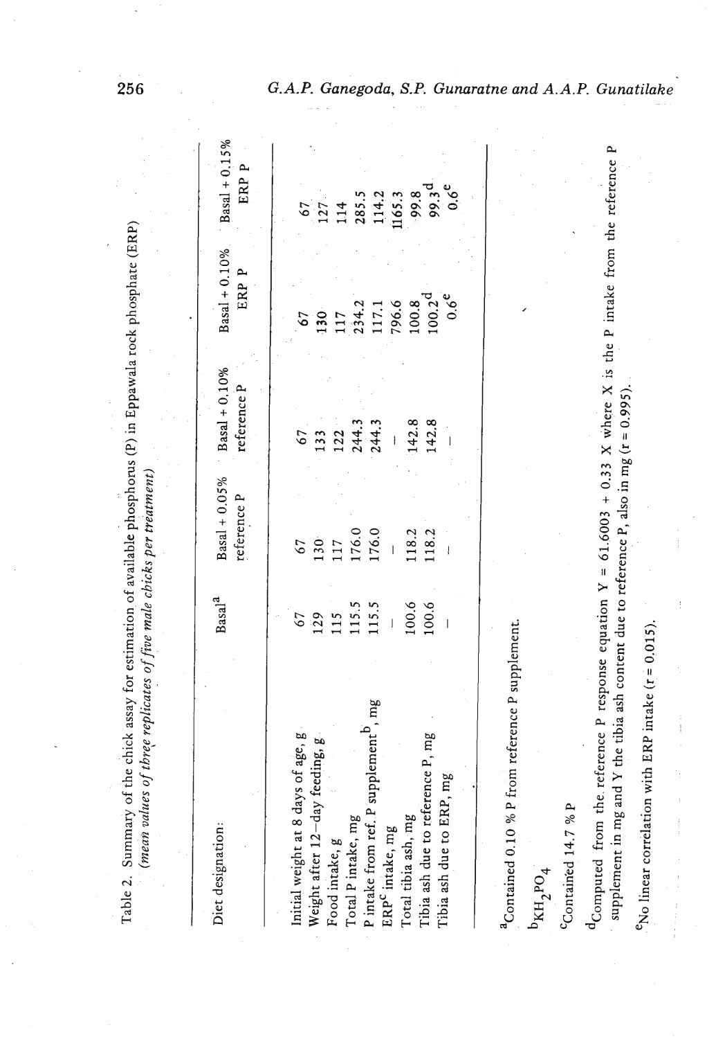Table 2. Summary of the chick assay for estimation of available phosphorus (P) in Eppawala rock phosphate (ERP) *(mean values of three replicates of five male chicks per treatment)*

| Diet designation: | Basal[a] | Basal + 0.05% reference P | Basal + 0.10% reference P | Basal + 0.10% ERP P | Basal + 0.15% ERP P |
|---|---|---|---|---|---|
| Initial weight at 8 days of age, g | 67 | 67 | 67 | 67 | 67 |
| Weight after 12–day feeding, g | 129 | 130 | 133 | 130 | 127 |
| Food intake, g | 115 | 117 | 122 | 117 | 114 |
| Total P intake, mg | 115.5 | 176.0 | 244.3 | 234.2 | 285.5 |
| P intake from ref. P supplement[b], mg | 115.5 | 176.0 | 244.3 | 117.1 | 114.2 |
| ERP[c] intake, mg | – | – | – | 796.6 | 1165.3 |
| Total tibia ash, mg | 100.6 | 118.2 | 142.8 | 100.8 | 99.8 |
| Tibia ash due to reference P, mg | 100.6 | 118.2 | 142.8 | 100.2[d] | 99.3[d] |
| Tibia ash due to ERP, mg | – | – | – | 0.6[e] | 0.6[e] |

[a]Contained 0.10 % P from reference P supplement.

[b]$KH_2PO_4$

[c]Contained 14.7 % P

[d]Computed from the reference P response equation $Y = 61.6003 + 0.33\ X$ where X is the P intake from the reference P supplement in mg and Y the tibia ash content due to reference P, also in mg ($r = 0.995$).

[e]No linear correlation with ERP intake ($r = 0.015$).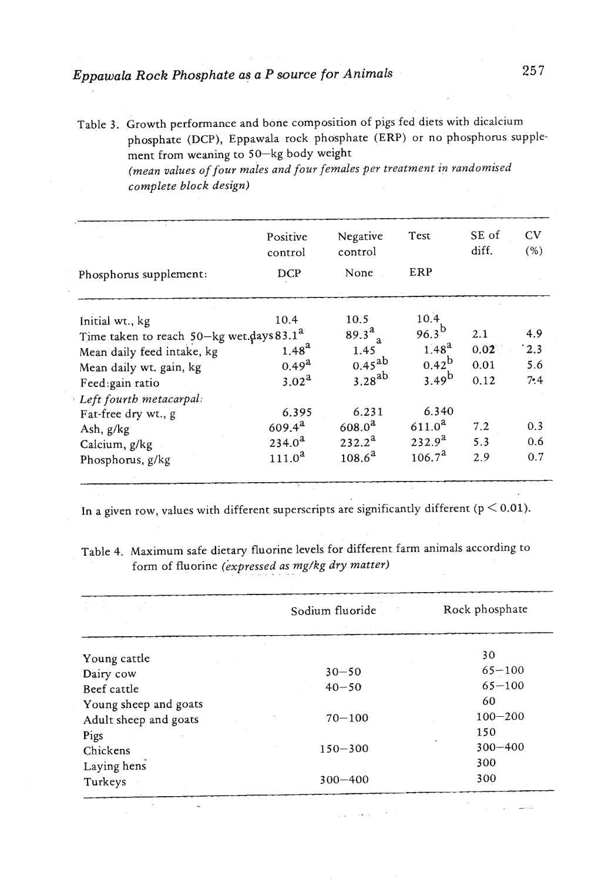Table 3. Growth performance and bone composition of pigs fed diets with dicalcium phosphate (DCP), Eppawala rock phosphate (ERP) or no phosphorus supplement from weaning to 50–kg body weight
*(mean values of four males and four females per treatment in randomised complete block design)*

| | Positive control | Negative control | Test | SE of diff. | CV (%) |
|---|---|---|---|---|---|
| Phosphorus supplement: | DCP | None | ERP | | |
| Initial wt., kg | 10.4 | 10.5 | 10.4 | | |
| Time taken to reach 50–kg wt.days | 83.1[a] | 89.3[a] | 96.3[b] | 2.1 | 4.9 |
| Mean daily feed intake, kg | 1.48[a] | 1.45[a] | 1.48[a] | 0.02 | 2.3 |
| Mean daily wt. gain, kg | 0.49[a] | 0.45[ab] | 0.42[b] | 0.01 | 5.6 |
| Feed:gain ratio | 3.02[a] | 3.28[ab] | 3.49[b] | 0.12 | 7.4 |
| *Left fourth metacarpal:* | | | | | |
| Fat-free dry wt., g | 6.395 | 6.231 | 6.340 | | |
| Ash, g/kg | 609.4[a] | 608.0[a] | 611.0[a] | 7.2 | 0.3 |
| Calcium, g/kg | 234.0[a] | 232.2[a] | 232.9[a] | 5.3 | 0.6 |
| Phosphorus, g/kg | 111.0[a] | 108.6[a] | 106.7[a] | 2.9 | 0.7 |

In a given row, values with different superscripts are significantly different ($p < 0.01$).

Table 4. Maximum safe dietary fluorine levels for different farm animals according to form of fluorine *(expressed as mg/kg dry matter)*

| | Sodium fluoride | Rock phosphate |
|---|---|---|
| Young cattle | | 30 |
| Dairy cow | 30–50 | 65–100 |
| Beef cattle | 40–50 | 65–100 |
| Young sheep and goats | | 60 |
| Adult sheep and goats | 70–100 | 100–200 |
| Pigs | | 150 |
| Chickens | 150–300 | 300–400 |
| Laying hens | | 300 |
| Turkeys | 300–400 | 300 |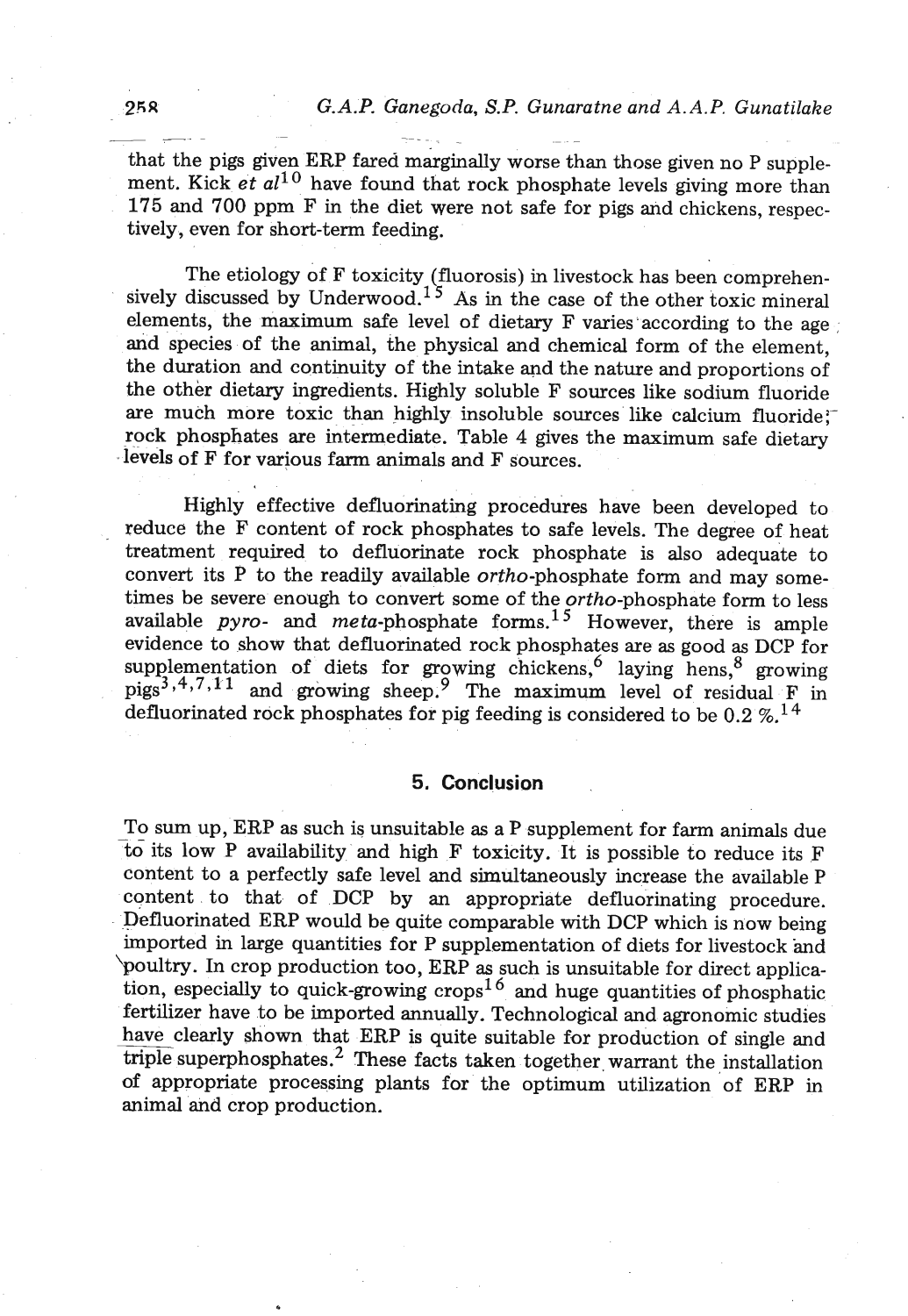that the pigs given ERP fared marginally worse than those given no P supplement. Kick *et al*[10] have found that rock phosphate levels giving more than 175 and 700 ppm F in the diet were not safe for pigs and chickens, respectively, even for short-term feeding.

The etiology of F toxicity (fluorosis) in livestock has been comprehensively discussed by Underwood.[15] As in the case of the other toxic mineral elements, the maximum safe level of dietary F varies according to the age and species of the animal, the physical and chemical form of the element, the duration and continuity of the intake and the nature and proportions of the other dietary ingredients. Highly soluble F sources like sodium fluoride are much more toxic than highly insoluble sources like calcium fluoride; rock phosphates are intermediate. Table 4 gives the maximum safe dietary levels of F for various farm animals and F sources.

Highly effective defluorinating procedures have been developed to reduce the F content of rock phosphates to safe levels. The degree of heat treatment required to defluorinate rock phosphate is also adequate to convert its P to the readily available *ortho*-phosphate form and may sometimes be severe enough to convert some of the *ortho*-phosphate form to less available *pyro*- and *meta*-phosphate forms.[15] However, there is ample evidence to show that defluorinated rock phosphates are as good as DCP for supplementation of diets for growing chickens,[6] laying hens,[8] growing pigs[3,4,7,11] and growing sheep.[9] The maximum level of residual F in defluorinated rock phosphates for pig feeding is considered to be 0.2 %.[14]

## 5. Conclusion

To sum up, ERP as such is unsuitable as a P supplement for farm animals due to its low P availability and high F toxicity. It is possible to reduce its F content to a perfectly safe level and simultaneously increase the available P content to that of DCP by an appropriate defluorinating procedure. Defluorinated ERP would be quite comparable with DCP which is now being imported in large quantities for P supplementation of diets for livestock and poultry. In crop production too, ERP as such is unsuitable for direct application, especially to quick-growing crops[16] and huge quantities of phosphatic fertilizer have to be imported annually. Technological and agronomic studies have clearly shown that ERP is quite suitable for production of single and triple superphosphates.[2] These facts taken together warrant the installation of appropriate processing plants for the optimum utilization of ERP in animal and crop production.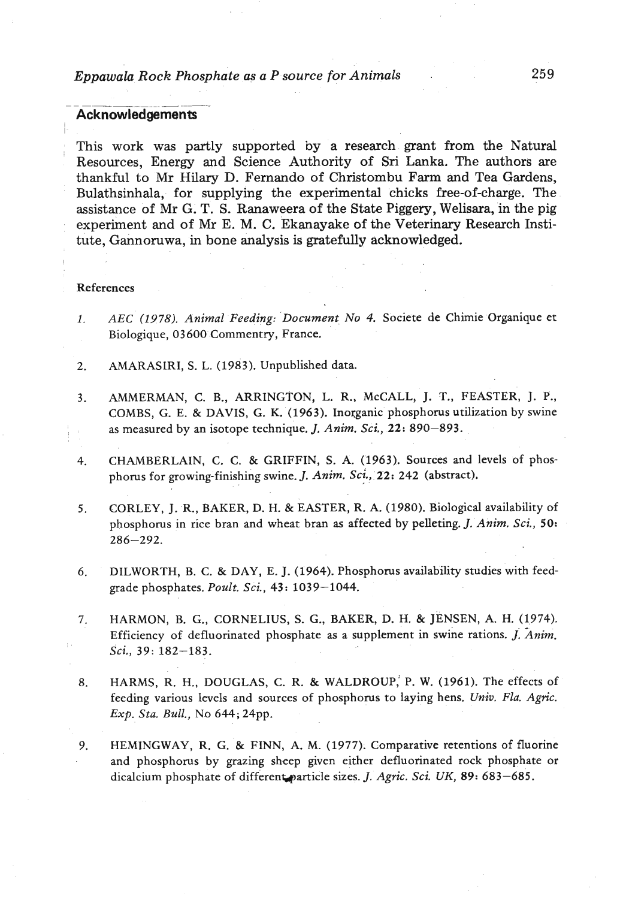## Acknowledgements

This work was partly supported by a research grant from the Natural Resources, Energy and Science Authority of Sri Lanka. The authors are thankful to Mr Hilary D. Fernando of Christombu Farm and Tea Gardens, Bulathsinhala, for supplying the experimental chicks free-of-charge. The assistance of Mr G. T. S. Ranaweera of the State Piggery, Welisara, in the pig experiment and of Mr E. M. C. Ekanayake of the Veterinary Research Institute, Gannoruwa, in bone analysis is gratefully acknowledged.

### References

1. *AEC (1978). Animal Feeding: Document No 4.* Societe de Chimie Organique et Biologique, 03600 Commentry, France.

2. AMARASIRI, S. L. (1983). Unpublished data.

3. AMMERMAN, C. B., ARRINGTON, L. R., McCALL, J. T., FEASTER, J. P., COMBS, G. E. & DAVIS, G. K. (1963). Inorganic phosphorus utilization by swine as measured by an isotope technique. *J. Anim. Sci.,* **22**: 890–893.

4. CHAMBERLAIN, C. C. & GRIFFIN, S. A. (1963). Sources and levels of phosphorus for growing-finishing swine. *J. Anim. Sci.,* **22**: 242 (abstract).

5. CORLEY, J. R., BAKER, D. H. & EASTER, R. A. (1980). Biological availability of phosphorus in rice bran and wheat bran as affected by pelleting. *J. Anim. Sci.,* **50**: 286–292.

6. DILWORTH, B. C. & DAY, E. J. (1964). Phosphorus availability studies with feed-grade phosphates. *Poult. Sci.,* **43**: 1039–1044.

7. HARMON, B. G., CORNELIUS, S. G., BAKER, D. H. & JENSEN, A. H. (1974). Efficiency of defluorinated phosphate as a supplement in swine rations. *J. Anim. Sci.,* 39: 182–183.

8. HARMS, R. H., DOUGLAS, C. R. & WALDROUP, P. W. (1961). The effects of feeding various levels and sources of phosphorus to laying hens. *Univ. Fla. Agric. Exp. Sta. Bull.,* No 644; 24pp.

9. HEMINGWAY, R. G. & FINN, A. M. (1977). Comparative retentions of fluorine and phosphorus by grazing sheep given either defluorinated rock phosphate or dicalcium phosphate of different particle sizes. *J. Agric. Sci. UK,* **89**: 683–685.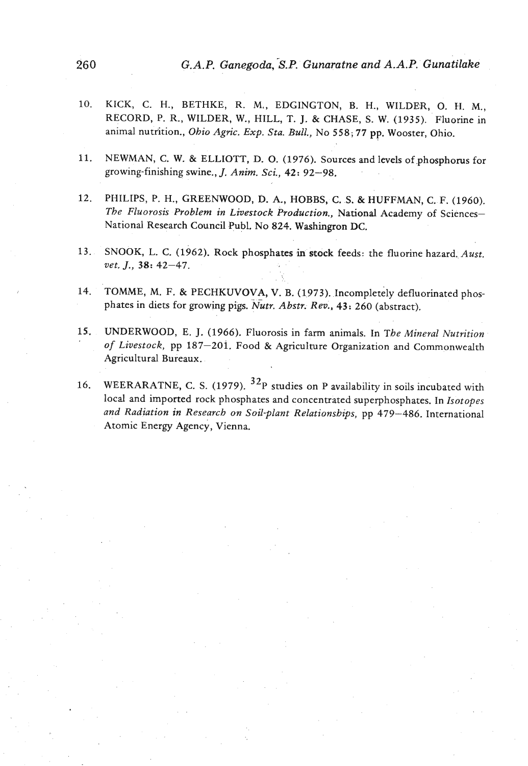10. KICK, C. H., BETHKE, R. M., EDGINGTON, B. H., WILDER, O. H. M., RECORD, P. R., WILDER, W., HILL, T. J. & CHASE, S. W. (1935). Fluorine in animal nutrition., *Ohio Agric. Exp. Sta. Bull.*, No 558; 77 pp. Wooster, Ohio.

11. NEWMAN, C. W. & ELLIOTT, D. O. (1976). Sources and levels of phosphorus for growing-finishing swine., *J. Anim. Sci.*, **42**: 92–98.

12. PHILIPS, P. H., GREENWOOD, D. A., HOBBS, C. S. & HUFFMAN, C. F. (1960). *The Fluorosis Problem in Livestock Production.*, National Academy of Sciences–National Research Council Publ. No 824. Washingron DC.

13. SNOOK, L. C. (1962). Rock phosphates in stock feeds: the fluorine hazard. *Aust. vet. J.*, **38**: 42–47.

14. TOMME, M. F. & PECHKUVOVA, V. B. (1973). Incompletely defluorinated phosphates in diets for growing pigs. *Nutr. Abstr. Rev.*, **43**: 260 (abstract).

15. UNDERWOOD, E. J. (1966). Fluorosis in farm animals. In *The Mineral Nutrition of Livestock*, pp 187–201. Food & Agriculture Organization and Commonwealth Agricultural Bureaux.

16. WEERARATNE, C. S. (1979). $^{32}P$ studies on P availability in soils incubated with local and imported rock phosphates and concentrated superphosphates. In *Isotopes and Radiation in Research on Soil-plant Relationships*, pp 479–486. International Atomic Energy Agency, Vienna.